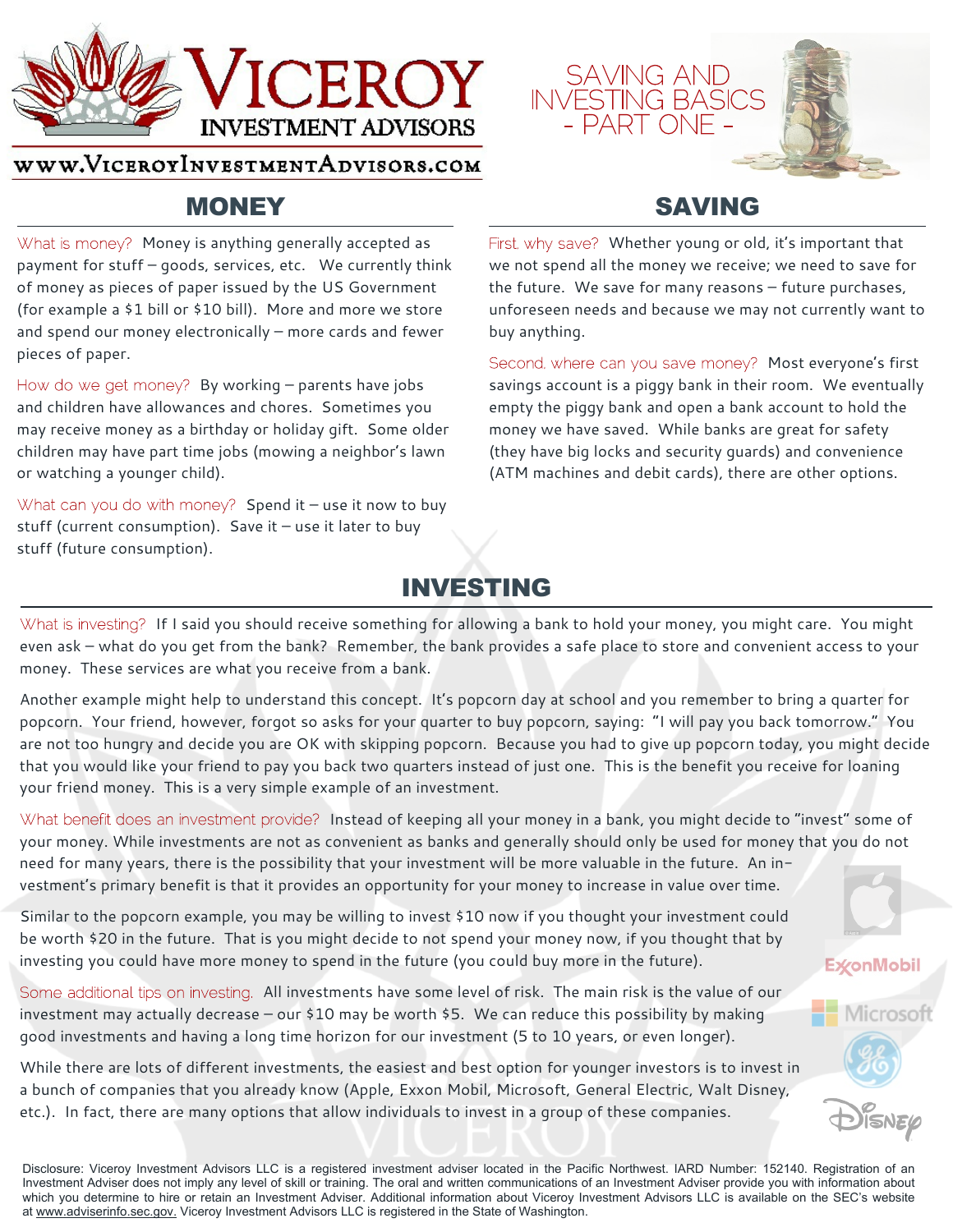# VICEROY INVESTMENT ADVISORS

www.ViceroyInvestmentAdvisors.com

# SAVING AND INVESTING BASICS - PART ONE -

## MONEY

What is money? Money is anything generally accepted as payment for stuff – goods, services, etc. We currently think of money as pieces of paper issued by the US Government (for example a $1 bill or $10 bill). More and more we store and spend our money electronically – more cards and fewer pieces of paper.

How do we get money? By working – parents have jobs and children have allowances and chores. Sometimes you may receive money as a birthday or holiday gift. Some older children may have part time jobs (mowing a neighbor's lawn or watching a younger child).

What can you do with money? Spend it – use it now to buy stuff (current consumption). Save it – use it later to buy stuff (future consumption).

## SAVING

First, why save? Whether young or old, it's important that we not spend all the money we receive; we need to save for the future. We save for many reasons – future purchases, unforeseen needs and because we may not currently want to buy anything.

Second, where can you save money? Most everyone's first savings account is a piggy bank in their room. We eventually empty the piggy bank and open a bank account to hold the money we have saved. While banks are great for safety (they have big locks and security guards) and convenience (ATM machines and debit cards), there are other options.

## INVESTING

What is investing? If I said you should receive something for allowing a bank to hold your money, you might care. You might even ask – what do you get from the bank? Remember, the bank provides a safe place to store and convenient access to your money. These services are what you receive from a bank.

Another example might help to understand this concept. It's popcorn day at school and you remember to bring a quarter for popcorn. Your friend, however, forgot so asks for your quarter to buy popcorn, saying: "I will pay you back tomorrow." You are not too hungry and decide you are OK with skipping popcorn. Because you had to give up popcorn today, you might decide that you would like your friend to pay you back two quarters instead of just one. This is the benefit you receive for loaning your friend money. This is a very simple example of an investment.

What benefit does an investment provide? Instead of keeping all your money in a bank, you might decide to "invest" some of your money. While investments are not as convenient as banks and generally should only be used for money that you do not need for many years, there is the possibility that your investment will be more valuable in the future. An investment's primary benefit is that it provides an opportunity for your money to increase in value over time.

Similar to the popcorn example, you may be willing to invest $10 now if you thought your investment could be worth $20 in the future. That is you might decide to not spend your money now, if you thought that by investing you could have more money to spend in the future (you could buy more in the future).

Some additional tips on investing. All investments have some level of risk. The main risk is the value of our investment may actually decrease – our $10 may be worth $5. We can reduce this possibility by making good investments and having a long time horizon for our investment (5 to 10 years, or even longer).

While there are lots of different investments, the easiest and best option for younger investors is to invest in a bunch of companies that you already know (Apple, Exxon Mobil, Microsoft, General Electric, Walt Disney, etc.). In fact, there are many options that allow individuals to invest in a group of these companies.

Disclosure: Viceroy Investment Advisors LLC is a registered investment adviser located in the Pacific Northwest. IARD Number: 152140. Registration of an Investment Adviser does not imply any level of skill or training. The oral and written communications of an Investment Adviser provide you with information about which you determine to hire or retain an Investment Adviser. Additional information about Viceroy Investment Advisors LLC is available on the SEC's website at www.adviserinfo.sec.gov. Viceroy Investment Advisors LLC is registered in the State of Washington.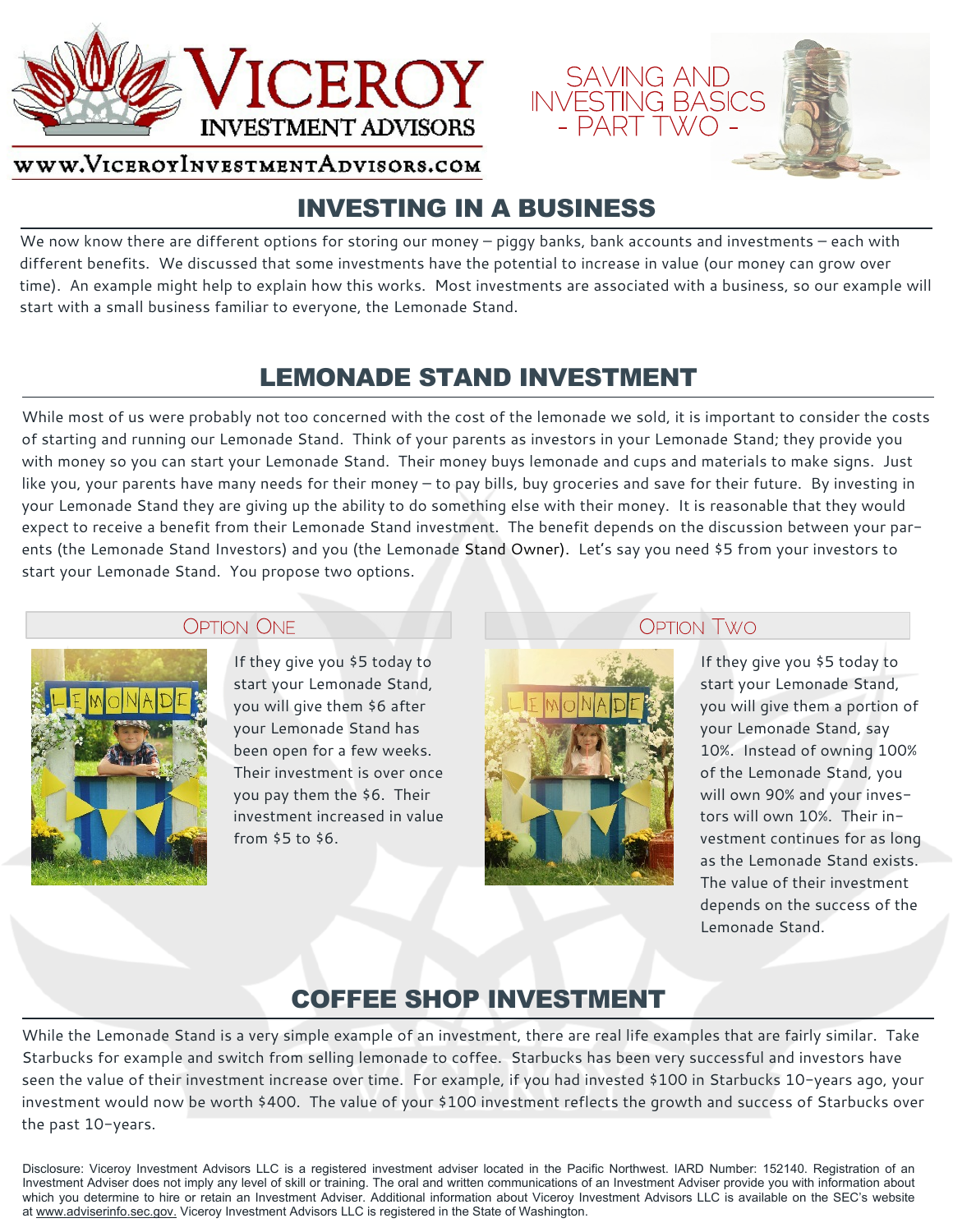# VICEROY INVESTMENT ADVISORS

www.ViceroyInvestmentAdvisors.com

SAVING AND INVESTING BASICS - PART TWO -

## INVESTING IN A BUSINESS

We now know there are different options for storing our money – piggy banks, bank accounts and investments – each with different benefits. We discussed that some investments have the potential to increase in value (our money can grow over time). An example might help to explain how this works. Most investments are associated with a business, so our example will start with a small business familiar to everyone, the Lemonade Stand.

## LEMONADE STAND INVESTMENT

While most of us were probably not too concerned with the cost of the lemonade we sold, it is important to consider the costs of starting and running our Lemonade Stand. Think of your parents as investors in your Lemonade Stand; they provide you with money so you can start your Lemonade Stand. Their money buys lemonade and cups and materials to make signs. Just like you, your parents have many needs for their money – to pay bills, buy groceries and save for their future. By investing in your Lemonade Stand they are giving up the ability to do something else with their money. It is reasonable that they would expect to receive a benefit from their Lemonade Stand investment. The benefit depends on the discussion between your parents (the Lemonade Stand Investors) and you (the Lemonade Stand Owner). Let's say you need $5 from your investors to start your Lemonade Stand. You propose two options.

### Option One

If they give you $5 today to start your Lemonade Stand, you will give them $6 after your Lemonade Stand has been open for a few weeks. Their investment is over once you pay them the $6. Their investment increased in value from $5 to $6.

### Option Two

If they give you $5 today to start your Lemonade Stand, you will give them a portion of your Lemonade Stand, say 10%. Instead of owning 100% of the Lemonade Stand, you will own 90% and your investors will own 10%. Their investment continues for as long as the Lemonade Stand exists. The value of their investment depends on the success of the Lemonade Stand.

## COFFEE SHOP INVESTMENT

While the Lemonade Stand is a very simple example of an investment, there are real life examples that are fairly similar. Take Starbucks for example and switch from selling lemonade to coffee. Starbucks has been very successful and investors have seen the value of their investment increase over time. For example, if you had invested $100 in Starbucks 10-years ago, your investment would now be worth $400. The value of your $100 investment reflects the growth and success of Starbucks over the past 10-years.

Disclosure: Viceroy Investment Advisors LLC is a registered investment adviser located in the Pacific Northwest. IARD Number: 152140. Registration of an Investment Adviser does not imply any level of skill or training. The oral and written communications of an Investment Adviser provide you with information about which you determine to hire or retain an Investment Adviser. Additional information about Viceroy Investment Advisors LLC is available on the SEC's website at www.adviserinfo.sec.gov. Viceroy Investment Advisors LLC is registered in the State of Washington.